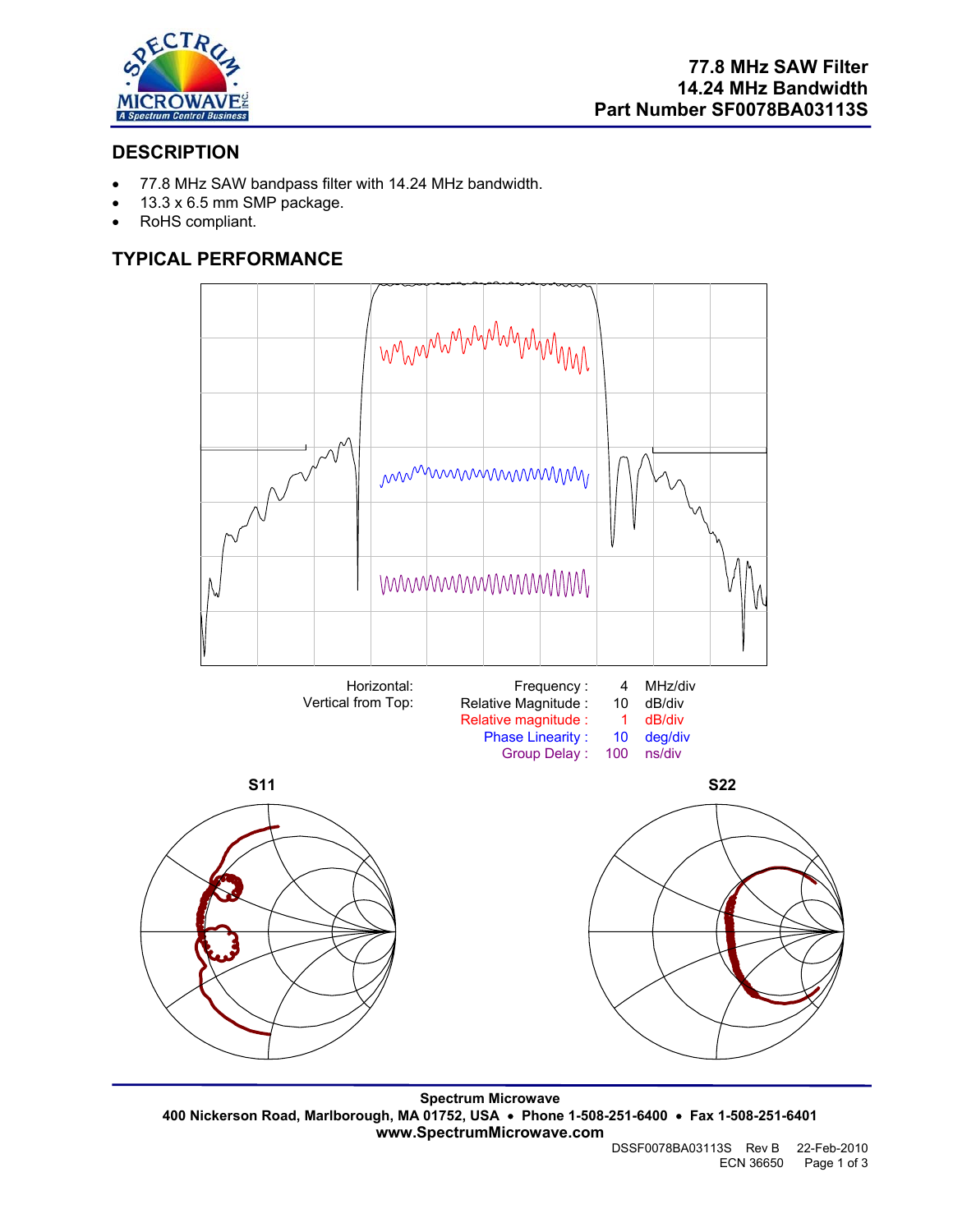# 77.8 MHz SAW Filter
# 14.24 MHz Bandwidth
# Part Number SF0078BA03113S

## DESCRIPTION

- 77.8 MHz SAW bandpass filter with 14.24 MHz bandwidth.
- 13.3 x 6.5 mm SMP package.
- RoHS compliant.

## TYPICAL PERFORMANCE

| | | | |
|---|---|---|---|
| Horizontal: | Frequency : | 4 | MHz/div |
| Vertical from Top: | Relative Magnitude : | 10 | dB/div |
| | Relative magnitude : | 1 | dB/div |
| | Phase Linearity : | 10 | deg/div |
| | Group Delay : | 100 | ns/div |

S11

S22

**Spectrum Microwave**
**400 Nickerson Road, Marlborough, MA 01752, USA • Phone 1-508-251-6400 • Fax 1-508-251-6401**
**www.SpectrumMicrowave.com**

DSSF0078BA03113S Rev B 22-Feb-2010
ECN 36650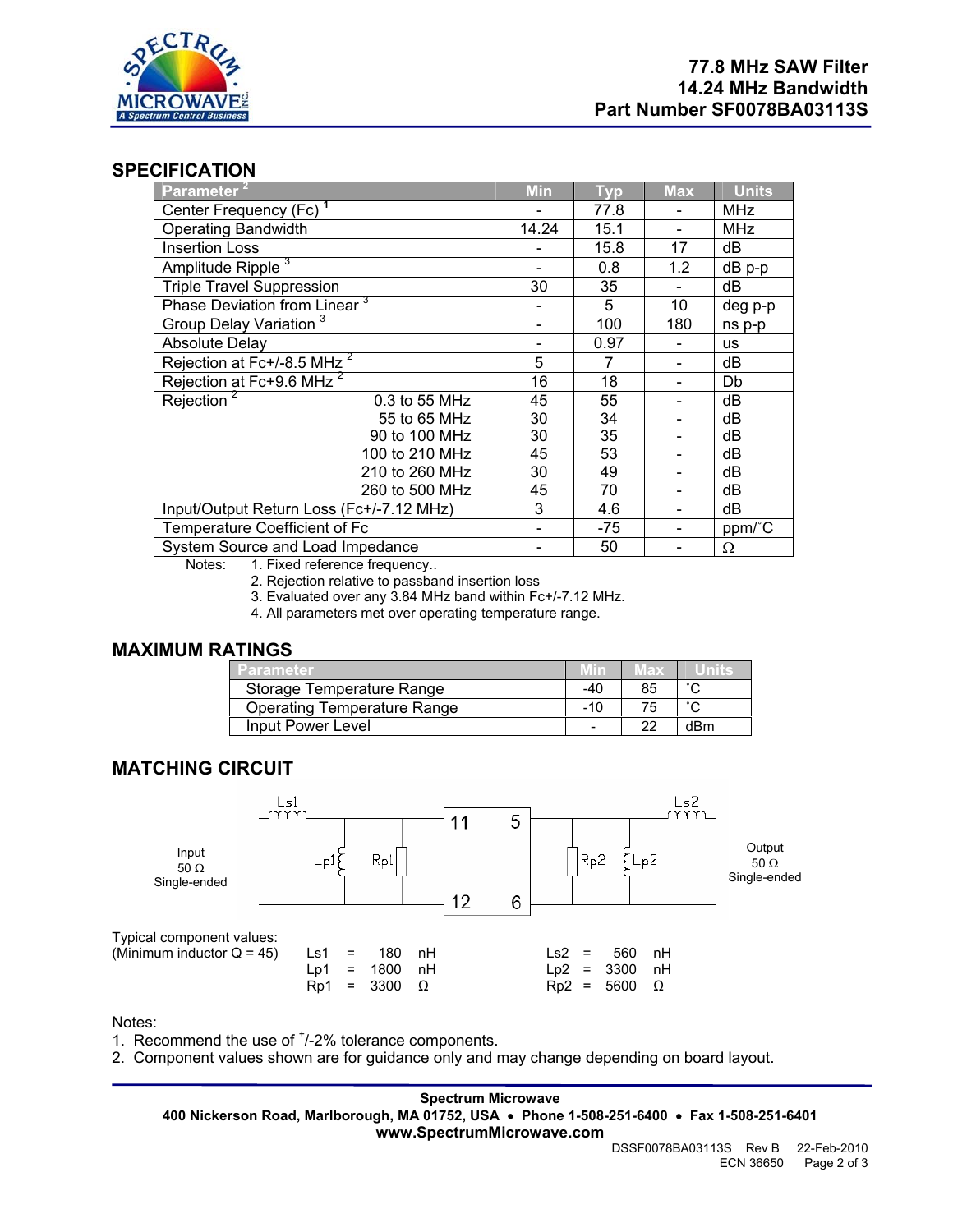**77.8 MHz SAW Filter**
**14.24 MHz Bandwidth**
**Part Number SF0078BA03113S**

## SPECIFICATION

| Parameter [2] | | Min | Typ | Max | Units |
|---|---|---|---|---|---|
| Center Frequency (Fc) [1] | | - | 77.8 | - | MHz |
| Operating Bandwidth | | 14.24 | 15.1 | - | MHz |
| Insertion Loss | | - | 15.8 | 17 | dB |
| Amplitude Ripple [3] | | - | 0.8 | 1.2 | dB p-p |
| Triple Travel Suppression | | 30 | 35 | - | dB |
| Phase Deviation from Linear [3] | | - | 5 | 10 | deg p-p |
| Group Delay Variation [3] | | - | 100 | 180 | ns p-p |
| Absolute Delay | | - | 0.97 | - | us |
| Rejection at Fc+/-8.5 MHz [2] | | 5 | 7 | - | dB |
| Rejection at Fc+9.6 MHz [2] | | 16 | 18 | - | Db |
| Rejection [2] | 0.3 to 55 MHz | 45 | 55 | - | dB |
| | 55 to 65 MHz | 30 | 34 | - | dB |
| | 90 to 100 MHz | 30 | 35 | - | dB |
| | 100 to 210 MHz | 45 | 53 | - | dB |
| | 210 to 260 MHz | 30 | 49 | - | dB |
| | 260 to 500 MHz | 45 | 70 | - | dB |
| Input/Output Return Loss (Fc+/-7.12 MHz) | | 3 | 4.6 | - | dB |
| Temperature Coefficient of Fc | | - | -75 | - | ppm/˚C |
| System Source and Load Impedance | | - | 50 | - | Ω |

Notes:
1. Fixed reference frequency..
2. Rejection relative to passband insertion loss
3. Evaluated over any 3.84 MHz band within Fc+/-7.12 MHz.
4. All parameters met over operating temperature range.

## MAXIMUM RATINGS

| Parameter | Min | Max | Units |
|---|---|---|---|
| Storage Temperature Range | -40 | 85 | ˚C |
| Operating Temperature Range | -10 | 75 | ˚C |
| Input Power Level | - | 22 | dBm |

## MATCHING CIRCUIT

Input 50 Ω Single-ended — Ls1, Lp1, Rp1 — pins 11, 12 / 5, 6 — Rp2, Lp2, Ls2 — Output 50 Ω Single-ended

Typical component values:
(Minimum inductor Q = 45)

| | | | |
|---|---|---|---|
| Ls1 = 180 nH | | Ls2 = 560 nH | |
| Lp1 = 1800 nH | | Lp2 = 3300 nH | |
| Rp1 = 3300 Ω | | Rp2 = 5600 Ω | |

Notes:
1. Recommend the use of +/-2% tolerance components.
2. Component values shown are for guidance only and may change depending on board layout.

**Spectrum Microwave**
**400 Nickerson Road, Marlborough, MA 01752, USA • Phone 1-508-251-6400 • Fax 1-508-251-6401**
**www.SpectrumMicrowave.com**

DSSF0078BA03113S Rev B 22-Feb-2010
ECN 36650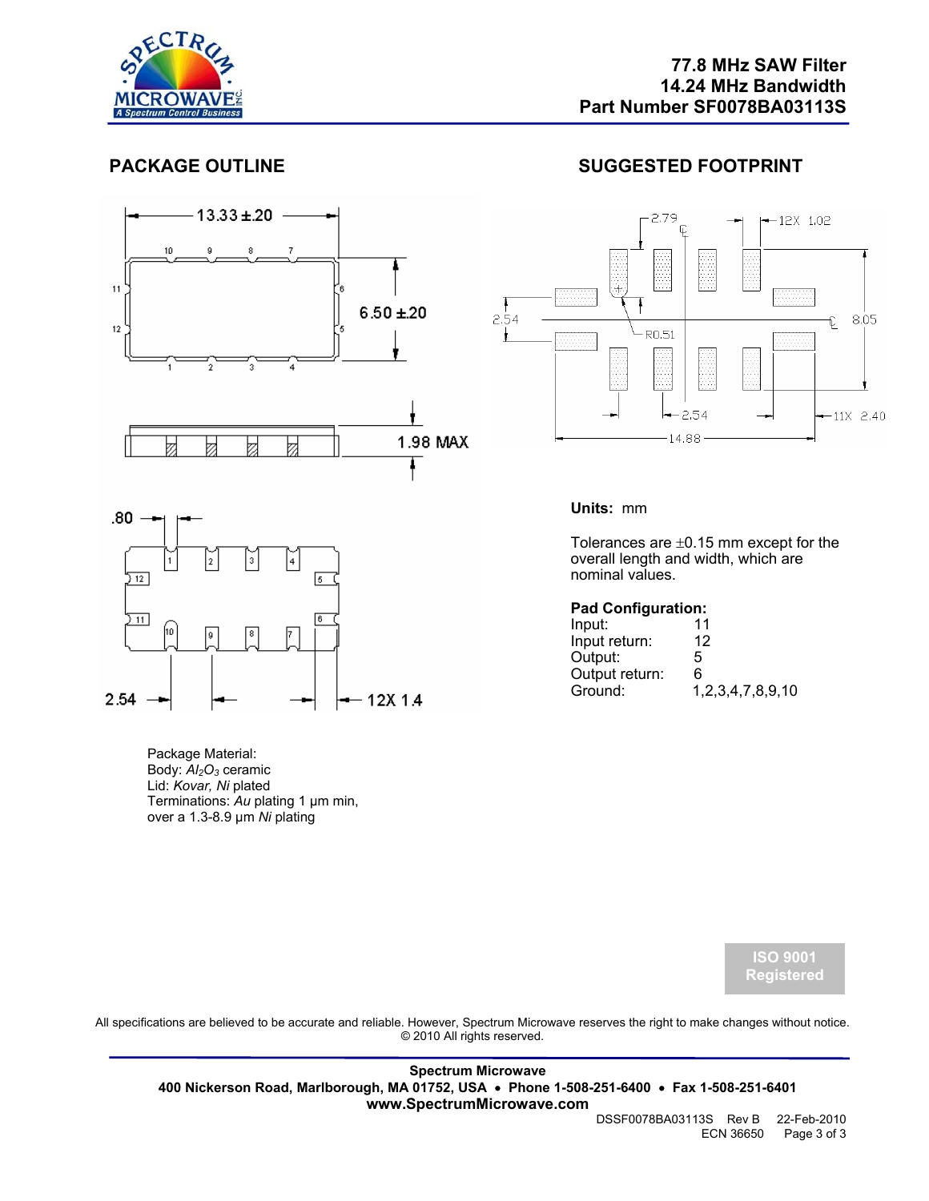# 77.8 MHz SAW Filter
# 14.24 MHz Bandwidth
# Part Number SF0078BA03113S

## PACKAGE OUTLINE

13.33 ±.20

6.50 ±.20

1.98 MAX

.80

2.54

12X 1.4

10 9 8 7

11 6

12 5

1 2 3 4

## SUGGESTED FOOTPRINT

2.79

12X 1.02

2.54

R0.51

8.05

2.54

11X 2.40

14.88

**Units:** mm

Tolerances are ±0.15 mm except for the overall length and width, which are nominal values.

**Pad Configuration:**

| | |
|---|---|
| Input: | 11 |
| Input return: | 12 |
| Output: | 5 |
| Output return: | 6 |
| Ground: | 1,2,3,4,7,8,9,10 |

Package Material:
Body: *$Al_2O_3$* ceramic
Lid: *Kovar, Ni* plated
Terminations: *Au* plating 1 µm min, over a 1.3-8.9 µm *Ni* plating

ISO 9001 Registered

All specifications are believed to be accurate and reliable. However, Spectrum Microwave reserves the right to make changes without notice.
© 2010 All rights reserved.

**Spectrum Microwave**
**400 Nickerson Road, Marlborough, MA 01752, USA • Phone 1-508-251-6400 • Fax 1-508-251-6401**
**www.SpectrumMicrowave.com**

DSSF0078BA03113S Rev B 22-Feb-2010
ECN 36650